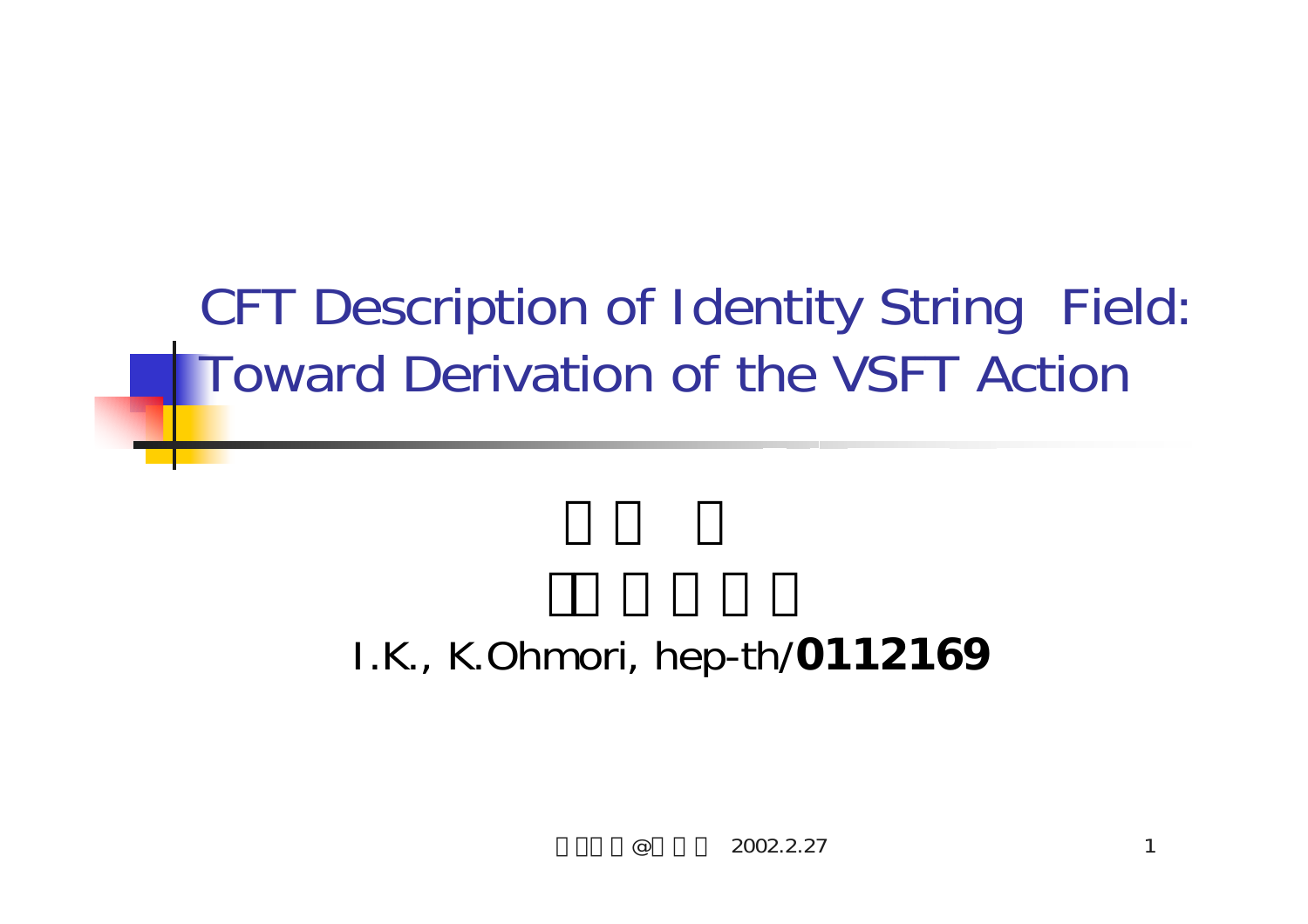# CFT Description of Identity String Field: Toward Derivation of the VSFT Action

I.K., K.Ohmori, hep-th/**0112169**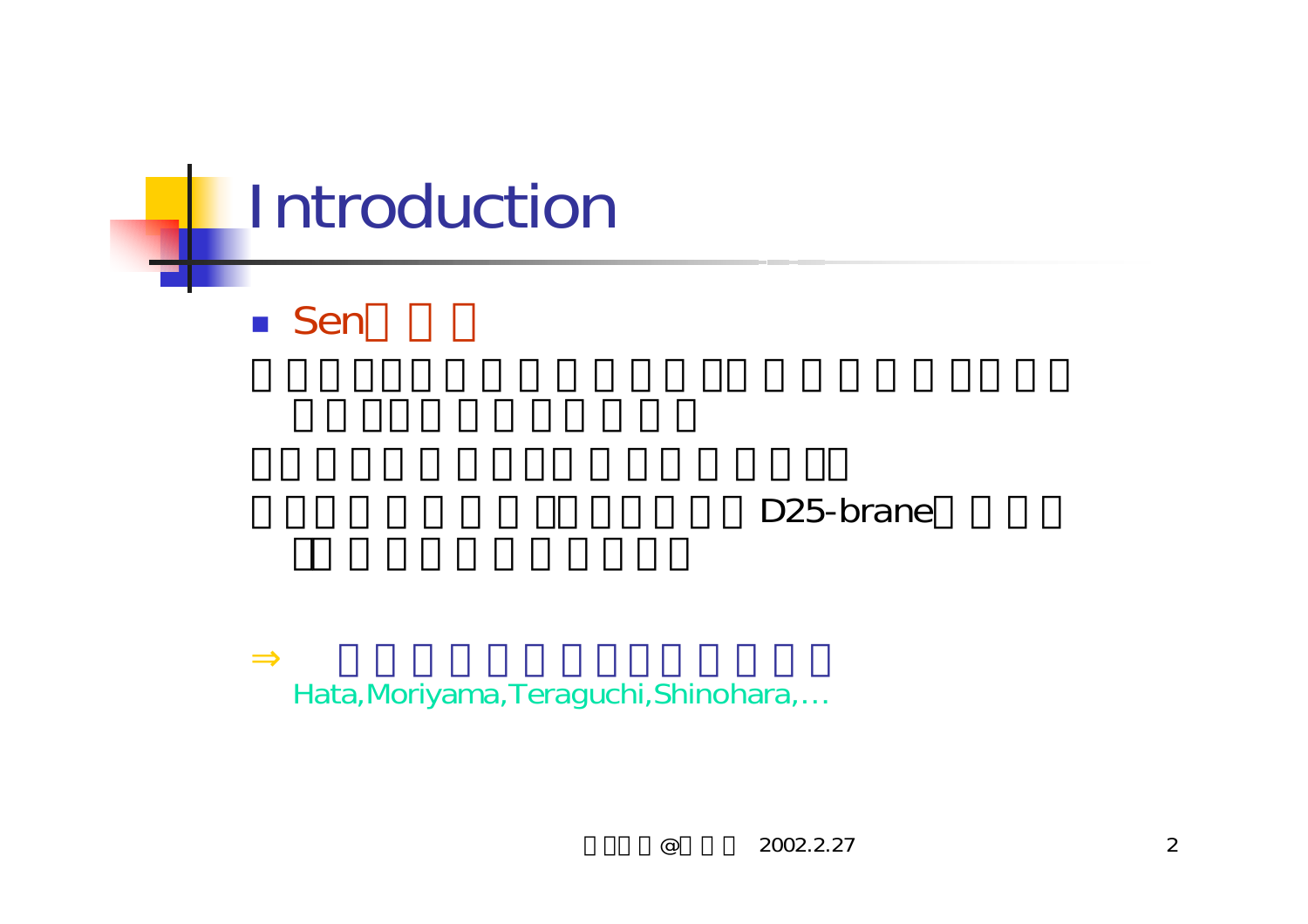# Introduction

- Sen

D25-brane

⇒

Hata,Moriyama,Teraguchi,Shinohara,...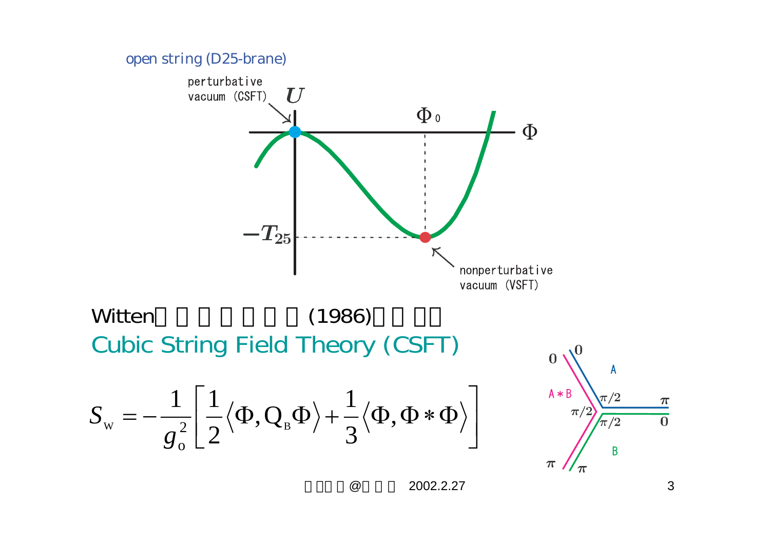open string (D25-brane)

perturbative vacuum (CSFT)

$U$

$\Phi_0$

$\Phi$

$-T_{25}$

nonperturbative vacuum (VSFT)

Witten (1986)

Cubic String Field Theory (CSFT)

$$S_{\rm W} = -\frac{1}{g_{\rm o}^2}\left[\frac{1}{2}\langle \Phi, Q_{\rm B}\Phi\rangle + \frac{1}{3}\langle \Phi, \Phi * \Phi\rangle\right]$$

0 0 A A∗B π/2 π/2 π π/2 0 B π π

@ 2002.2.27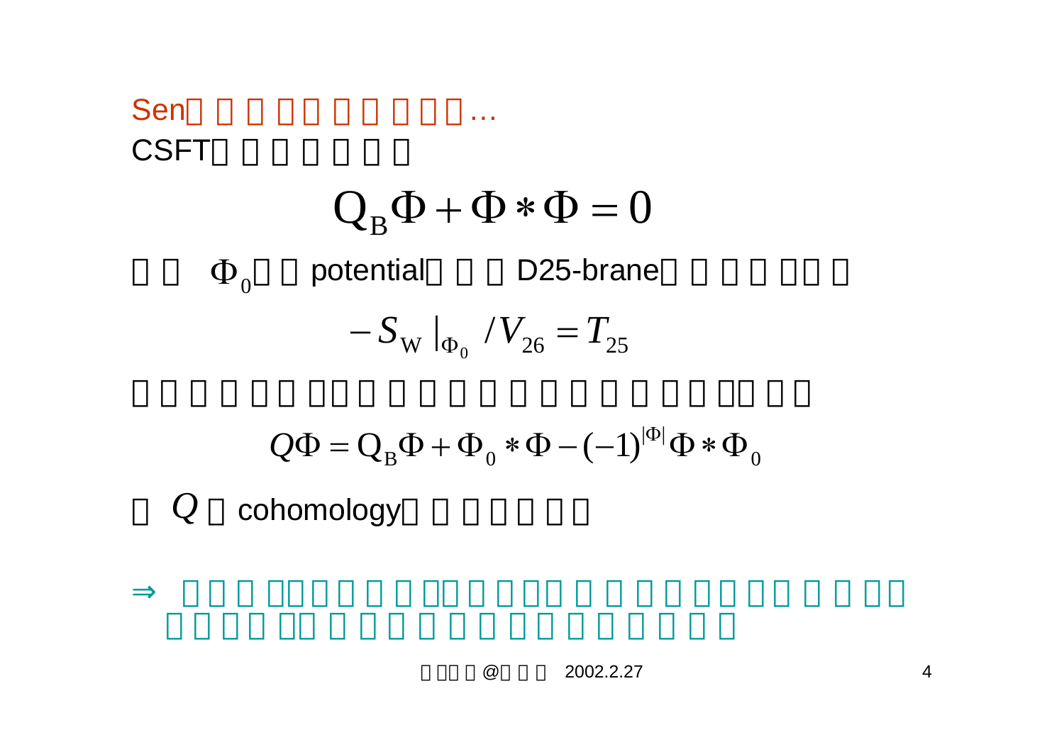Sen□ □ □ □□ □ □ □ □□…

CSFT□ □ □ □ □ □ □

$$Q_B\Phi + \Phi * \Phi = 0$$

□ □ $\Phi_0$□ □ potential□ □ □ D25-brane□ □ □ □ □□ □

$$-S_W|_{\Phi_0}/V_{26} = T_{25}$$

□ □ □ □ □□ □□□ □ □ □ □ □ □ □ □ □ □ □□ □□ □□

$$Q\Phi = Q_B\Phi + \Phi_0 * \Phi - (-1)^{|\Phi|}\Phi * \Phi_0$$

□ $Q$ □ cohomology□ □ □ □ □ □□

⇒ □ □ □ □□ □ □ □ □□□ □ □ □□ □ □ □ □ □□ □□ □ □ □□ □ □ □□ □□ □ □ □ □ □ □ □□ □ □ □ □ □ □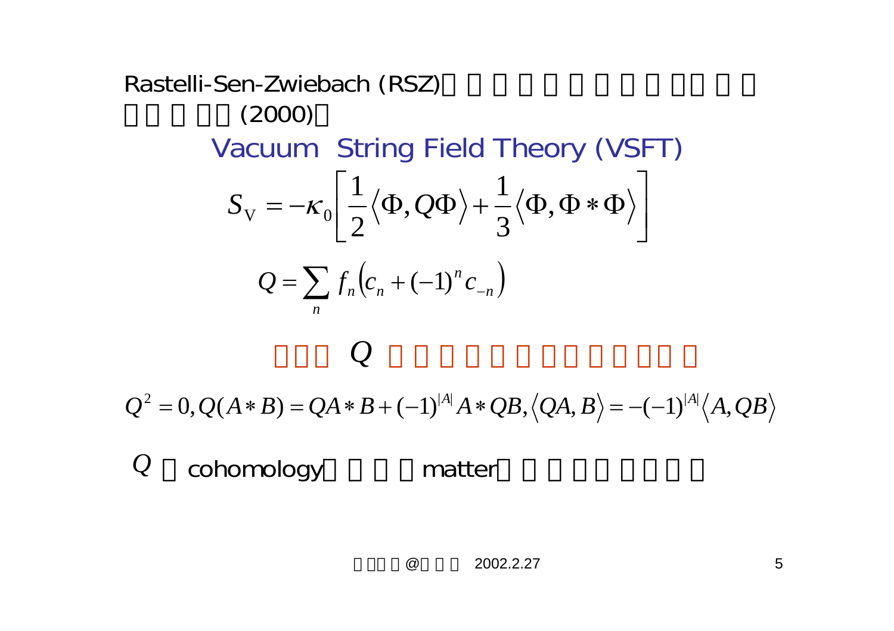Rastelli-Sen-Zwiebach (RSZ)
(2000)

Vacuum String Field Theory (VSFT)

$$S_{\mathrm{V}} = -\kappa_0 \left[ \frac{1}{2} \left\langle \Phi, Q\Phi \right\rangle + \frac{1}{3} \left\langle \Phi, \Phi * \Phi \right\rangle \right]$$

$$Q = \sum_n f_n \left( c_n + (-1)^n c_{-n} \right)$$

$Q$

$$Q^2 = 0, Q(A * B) = QA * B + (-1)^{|A|} A * QB, \left\langle QA, B \right\rangle = -(-1)^{|A|} \left\langle A, QB \right\rangle$$

$Q$ cohomology matter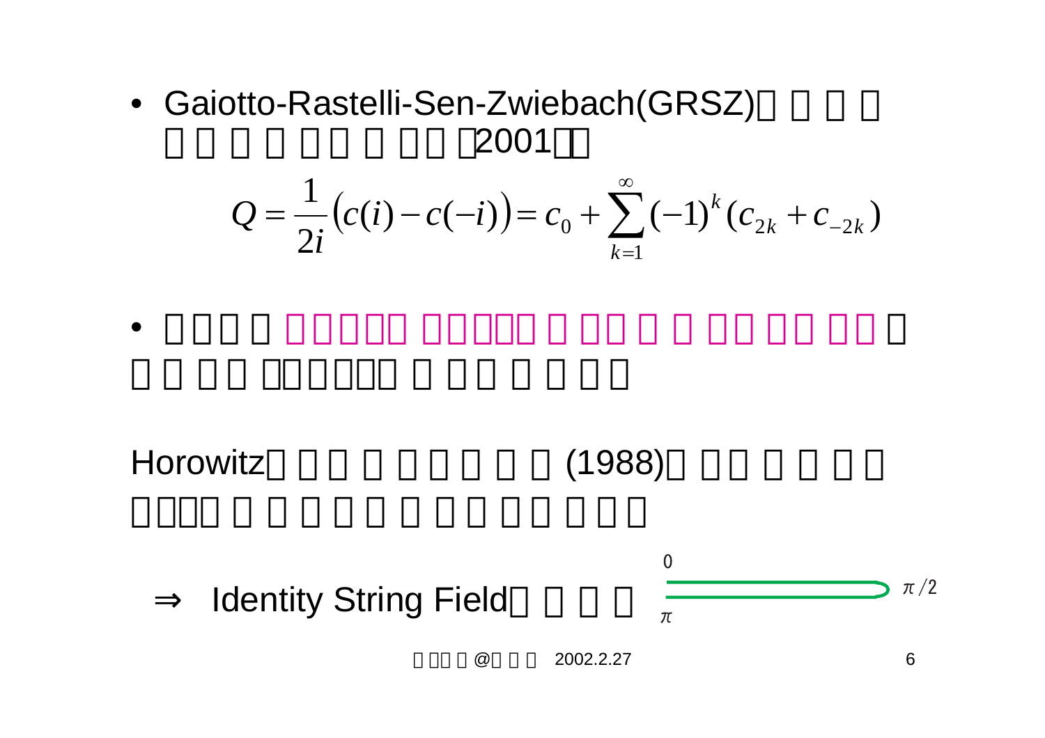- Gaiotto-Rastelli-Sen-Zwiebach(GRSZ)□ □ □ □ □ □ □ □ □□ □ □□ □2001□□

$$Q = \frac{1}{2i}\left(c(i) - c(-i)\right) = c_0 + \sum_{k=1}^{\infty} (-1)^k (c_{2k} + c_{-2k})$$

- □□□ □ □□□□□ □□□□□ □ □□ □ □ □□ □□ □□ □ □ □ □□ □□□□□□ □ □□ □ □ □□

Horowitz□ □□ □ □ □ □ □ □ (1988)□ □□ □ □ □□ □□□□ □ □ □ □ □ □ □ □ □□ □ □□

⇒ Identity String Field□ □ □ □

$0$

$\pi/2$

$\pi$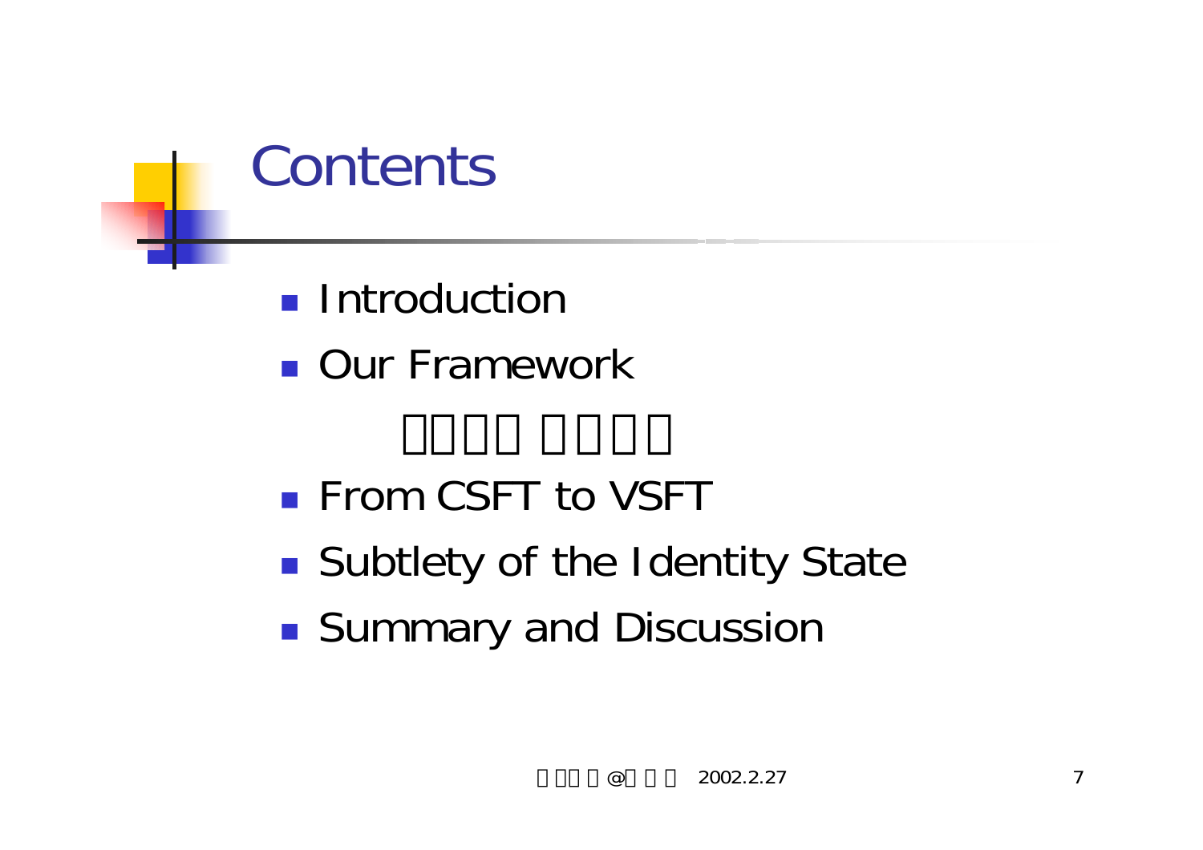# Contents

- Introduction
- Our Framework
- From CSFT to VSFT
- Subtlety of the Identity State
- Summary and Discussion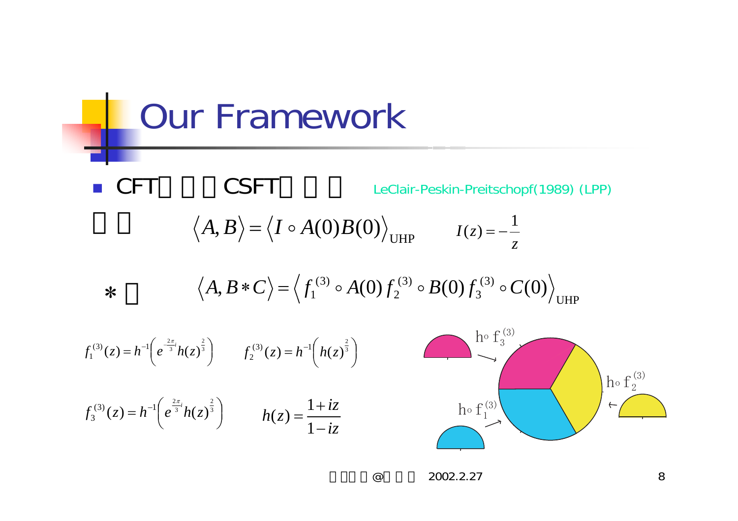# Our Framework

- CFT　　　CSFT　　　LeClair-Peskin-Preitschopf(1989) (LPP)

$$\langle A, B \rangle = \langle I \circ A(0) B(0) \rangle_{\mathrm{UHP}} \qquad I(z) = -\frac{1}{z}$$

\*

$$\langle A, B * C \rangle = \left\langle f_1^{(3)} \circ A(0)\, f_2^{(3)} \circ B(0)\, f_3^{(3)} \circ C(0) \right\rangle_{\mathrm{UHP}}$$

$$f_1^{(3)}(z) = h^{-1}\left( e^{-\frac{2\pi}{3}i} h(z)^{\frac{2}{3}} \right) \qquad f_2^{(3)}(z) = h^{-1}\left( h(z)^{\frac{2}{3}} \right)$$

$$f_3^{(3)}(z) = h^{-1}\left( e^{\frac{2\pi}{3}i} h(z)^{\frac{2}{3}} \right) \qquad h(z) = \frac{1+iz}{1-iz}$$

$h \circ f_3^{(3)}$　$h \circ f_2^{(3)}$　$h \circ f_1^{(3)}$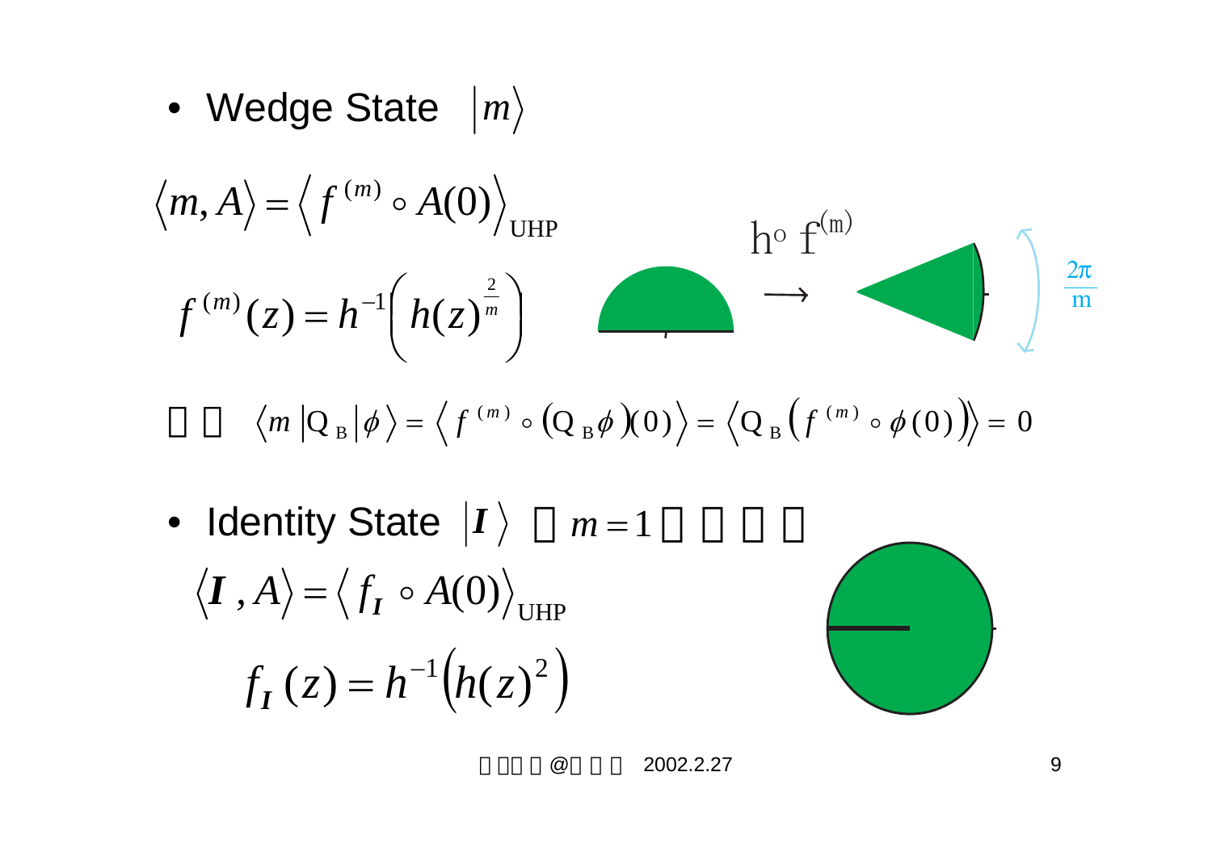- Wedge State $|m\rangle$

$$\langle m, A\rangle = \left\langle f^{(m)} \circ A(0)\right\rangle_{\text{UHP}}$$

$$f^{(m)}(z) = h^{-1}\left(h(z)^{\frac{2}{m}}\right)$$

$h \circ f^{(m)}$ $\longrightarrow$ $\frac{2\pi}{m}$

□ □ $\langle m|\mathrm{Q_B}|\phi\rangle = \left\langle f^{(m)} \circ (\mathrm{Q_B}\phi)(0)\right\rangle = \left\langle \mathrm{Q_B}\left(f^{(m)} \circ \phi(0)\right)\right\rangle = 0$

- Identity State $|\boldsymbol{I}\rangle$ □ $m=1$ □ □ □ □

$$\langle \boldsymbol{I}, A\rangle = \left\langle f_{\boldsymbol{I}} \circ A(0)\right\rangle_{\text{UHP}}$$

$$f_{\boldsymbol{I}}(z) = h^{-1}\left(h(z)^2\right)$$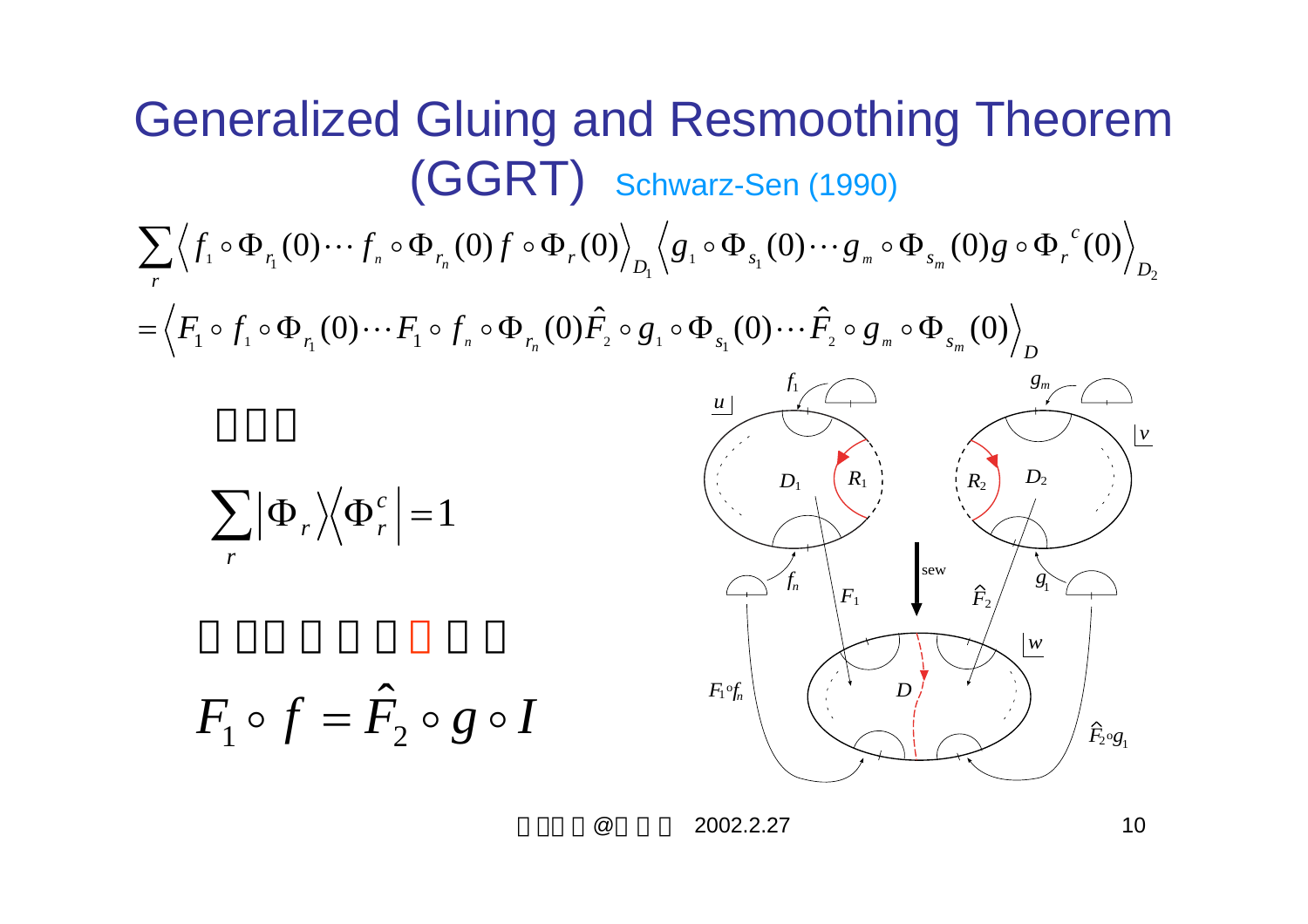# Generalized Gluing and Resmoothing Theorem (GGRT) Schwarz-Sen (1990)

$$\sum_r \left\langle f_1 \circ \Phi_{r_1}(0) \cdots f_n \circ \Phi_{r_n}(0)\, f \circ \Phi_r(0) \right\rangle_{D_1} \left\langle g_1 \circ \Phi_{s_1}(0) \cdots g_m \circ \Phi_{s_m}(0) g \circ \Phi_r{}^c(0) \right\rangle_{D_2}$$

$$= \left\langle F_1 \circ f_1 \circ \Phi_{r_1}(0) \cdots F_1 \circ f_n \circ \Phi_{r_n}(0) \hat{F}_2 \circ g_1 \circ \Phi_{s_1}(0) \cdots \hat{F}_2 \circ g_m \circ \Phi_{s_m}(0) \right\rangle_D$$

$$\sum_r \left| \Phi_r \right\rangle \left\langle \Phi_r^c \right| = 1$$

$$F_1 \circ f = \hat{F}_2 \circ g \circ I$$

$u$, $v$, $w$, $f_1$, $f_n$, $g_1$, $g_m$, $D_1$, $D_2$, $R_1$, $R_2$, $D$, sew, $F_1$, $\hat{F}_2$, $F_1 \circ f_n$, $\hat{F}_2 \circ g_1$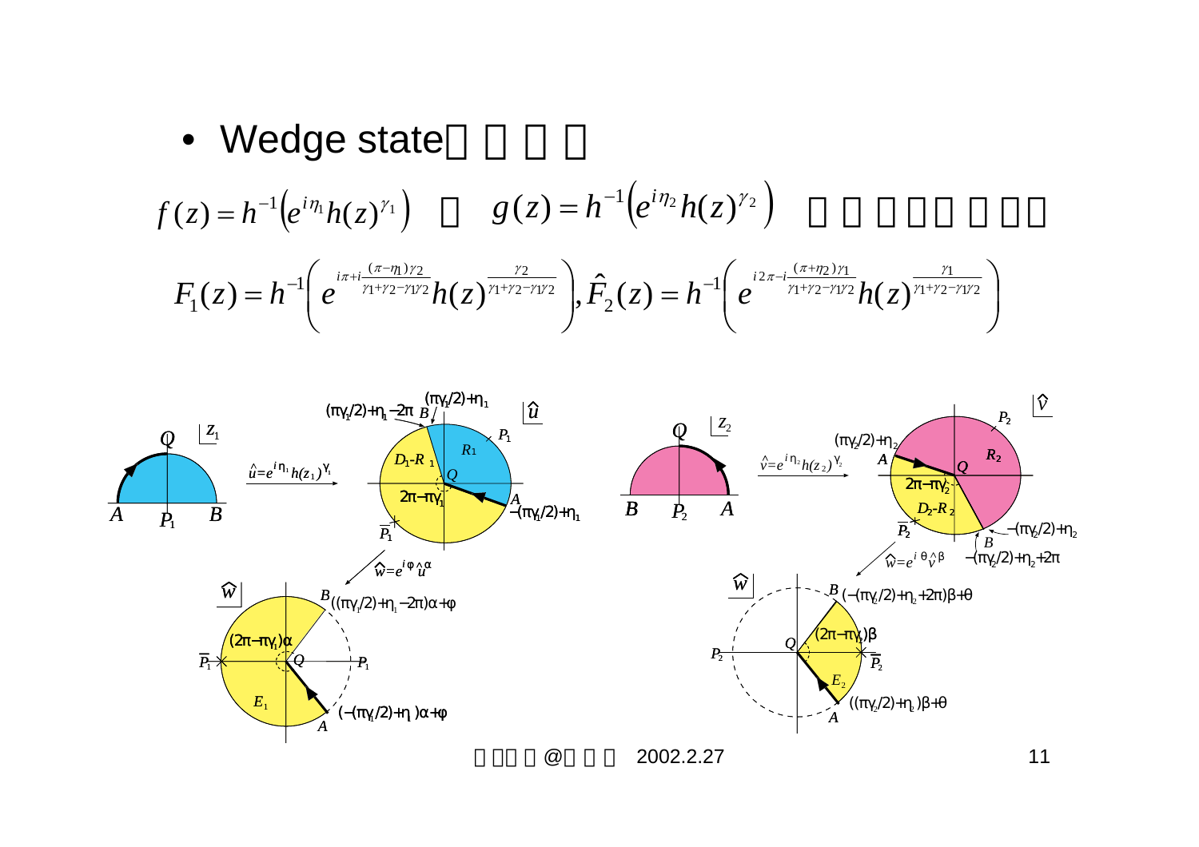- Wedge state□ □ □ □

$$f(z)=h^{-1}\left(e^{i\eta_1}h(z)^{\gamma_1}\right) \quad □ \quad g(z)=h^{-1}\left(e^{i\eta_2}h(z)^{\gamma_2}\right) \quad □ □ □□□ □ □□$$

$$F_1(z)=h^{-1}\left(e^{i\pi+i\frac{(\pi-\eta_1)\gamma_2}{\gamma_1+\gamma_2-\gamma_1\gamma_2}}h(z)^{\frac{\gamma_2}{\gamma_1+\gamma_2-\gamma_1\gamma_2}}\right),\hat{F}_2(z)=h^{-1}\left(e^{i2\pi-i\frac{(\pi+\eta_2)\gamma_1}{\gamma_1+\gamma_2-\gamma_1\gamma_2}}h(z)^{\frac{\gamma_1}{\gamma_1+\gamma_2-\gamma_1\gamma_2}}\right)$$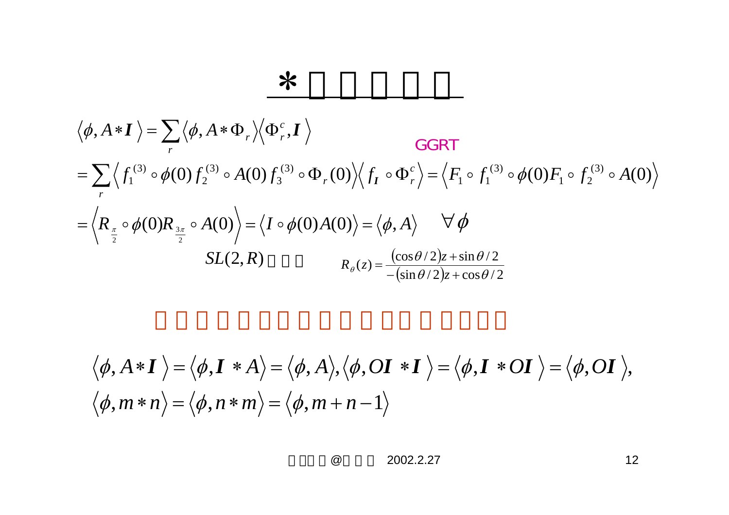# *

$$\left\langle \phi, A * \boldsymbol{I} \right\rangle = \sum_r \left\langle \phi, A * \Phi_r \right\rangle \left\langle \Phi_r^c, \boldsymbol{I} \right\rangle$$

GGRT

$$= \sum_r \left\langle f_1^{(3)} \circ \phi(0)\, f_2^{(3)} \circ A(0)\, f_3^{(3)} \circ \Phi_r(0) \right\rangle \left\langle f_{\boldsymbol{I}} \circ \Phi_r^c \right\rangle = \left\langle F_1 \circ f_1^{(3)} \circ \phi(0) F_1 \circ f_2^{(3)} \circ A(0) \right\rangle$$

$$= \left\langle R_{\frac{\pi}{2}} \circ \phi(0) R_{\frac{3\pi}{2}} \circ A(0) \right\rangle = \left\langle I \circ \phi(0) A(0) \right\rangle = \left\langle \phi, A \right\rangle \quad \forall \phi$$

$SL(2,R)$ $\qquad R_\theta(z) = \dfrac{(\cos\theta/2)z + \sin\theta/2}{-(\sin\theta/2)z + \cos\theta/2}$

$$\left\langle \phi, A * \boldsymbol{I} \right\rangle = \left\langle \phi, \boldsymbol{I} * A \right\rangle = \left\langle \phi, A \right\rangle, \left\langle \phi, O\boldsymbol{I} * \boldsymbol{I} \right\rangle = \left\langle \phi, \boldsymbol{I} * O\boldsymbol{I} \right\rangle = \left\langle \phi, O\boldsymbol{I} \right\rangle,$$

$$\left\langle \phi, m * n \right\rangle = \left\langle \phi, n * m \right\rangle = \left\langle \phi, m + n - 1 \right\rangle$$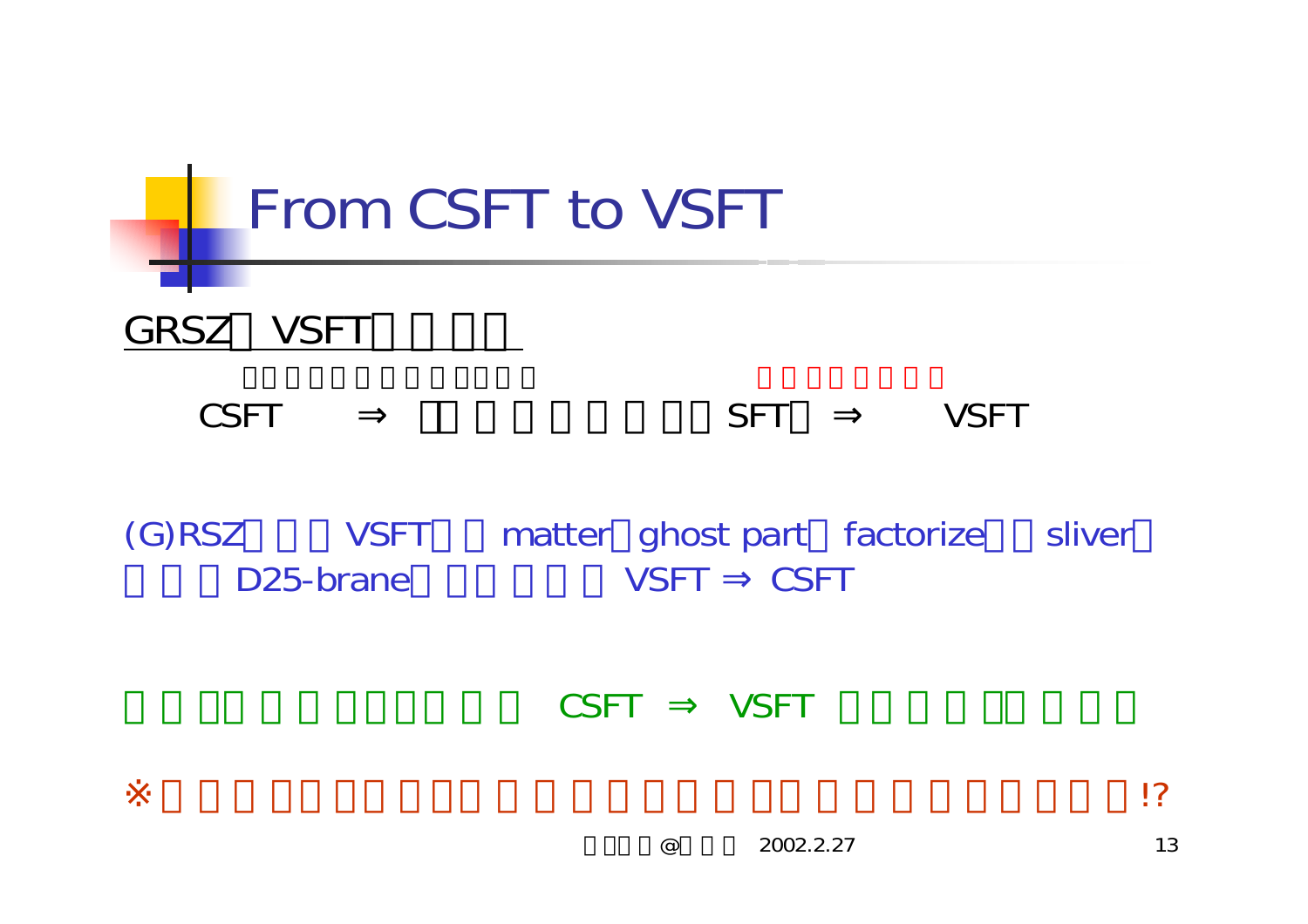# From CSFT to VSFT

GRSZ VSFT

CSFT ⇒ SFT ⇒ VSFT

(G)RSZ VSFT matter ghost part factorize sliver D25-brane VSFT ⇒ CSFT

CSFT ⇒ VSFT

※ !?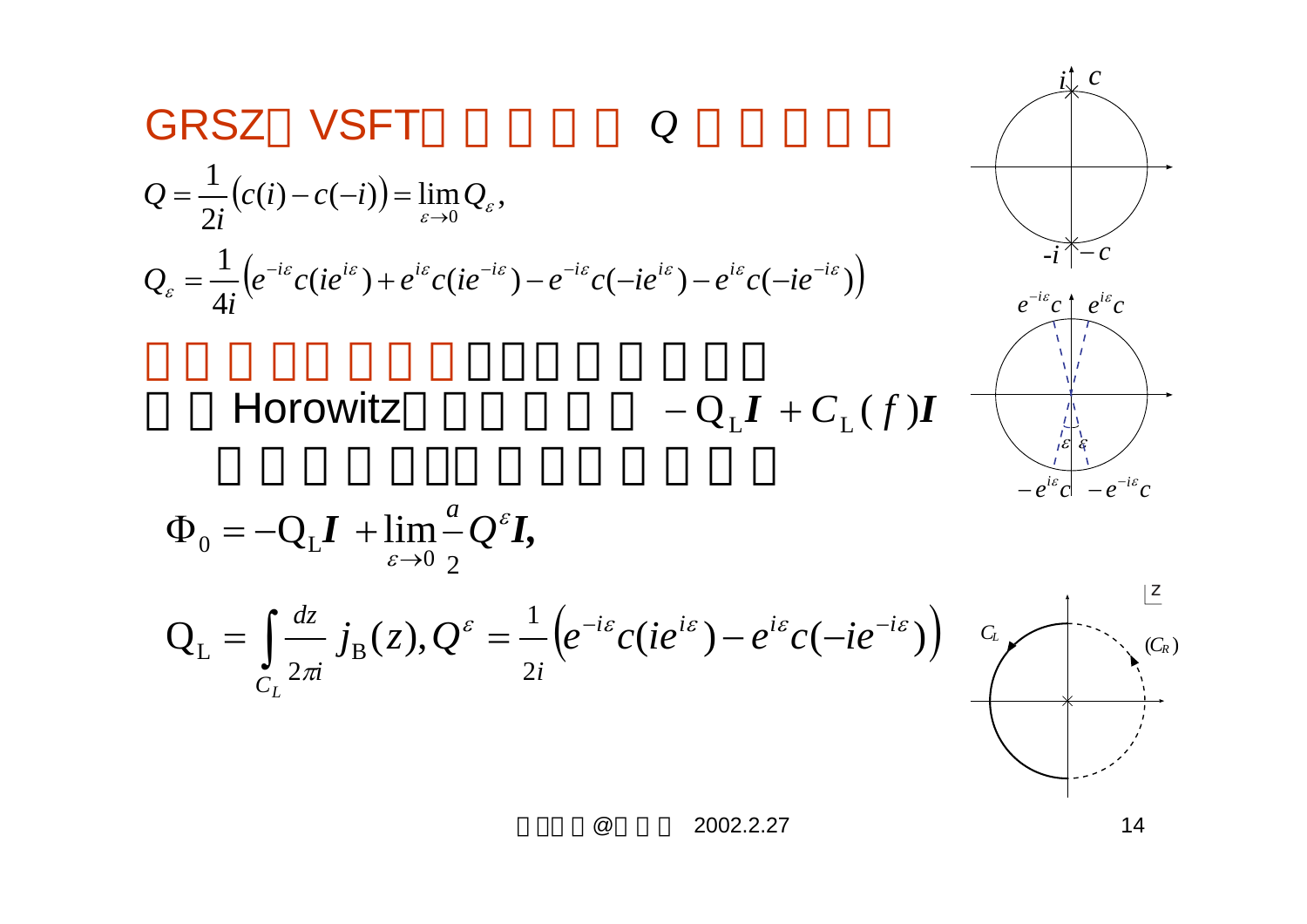## GRSZ VSFT Q

$$Q = \frac{1}{2i}\left(c(i) - c(-i)\right) = \lim_{\varepsilon \to 0} Q_\varepsilon ,$$

$$Q_\varepsilon = \frac{1}{4i}\left(e^{-i\varepsilon}c(ie^{i\varepsilon}) + e^{i\varepsilon}c(ie^{-i\varepsilon}) - e^{-i\varepsilon}c(-ie^{i\varepsilon}) - e^{i\varepsilon}c(-ie^{-i\varepsilon})\right)$$

Horowitz $-\mathrm{Q_L}\boldsymbol{I} + C_\mathrm{L}(f)\boldsymbol{I}$

$$\Phi_0 = -\mathrm{Q_L}\boldsymbol{I} + \lim_{\varepsilon \to 0}\frac{a}{2}Q^\varepsilon \boldsymbol{I},$$

$$\mathrm{Q_L} = \int_{C_L}\frac{dz}{2\pi i}\, j_\mathrm{B}(z), \quad Q^\varepsilon = \frac{1}{2i}\left(e^{-i\varepsilon}c(ie^{i\varepsilon}) - e^{i\varepsilon}c(-ie^{-i\varepsilon})\right)$$

@ 2002.2.27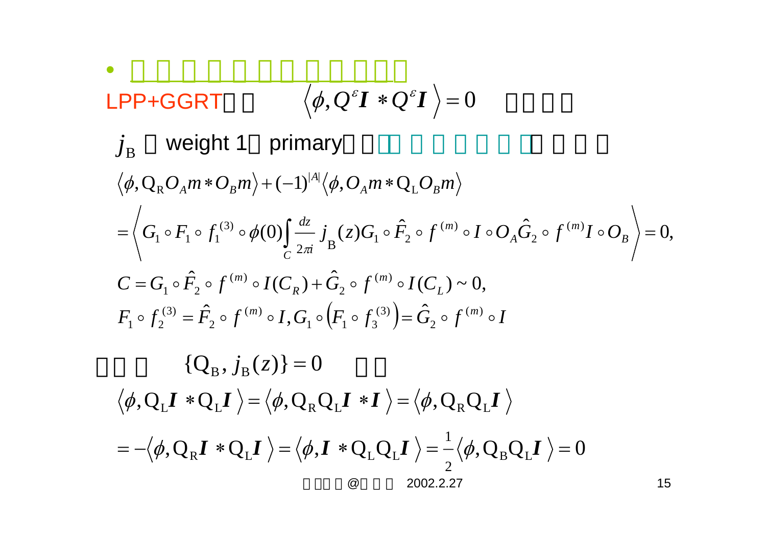- □□□□□□□ □□□□□

LPP+GGRT□□ $\left\langle \phi, Q^{\varepsilon}\boldsymbol{I} * Q^{\varepsilon}\boldsymbol{I} \right\rangle = 0$ □□□□

$j_{\mathrm{B}}$ □ weight 1□ primary□□□□□□□□□□□□□□

$$\left\langle \phi, \mathrm{Q_R} O_A m * O_B m \right\rangle + (-1)^{|A|} \left\langle \phi, O_A m * \mathrm{Q_L} O_B m \right\rangle$$

$$= \left\langle G_1 \circ F_1 \circ f_1^{(3)} \circ \phi(0) \int_C \frac{dz}{2\pi i} j_{\mathrm{B}}(z) G_1 \circ \hat{F}_2 \circ f^{(m)} \circ I \circ O_A \hat{G}_2 \circ f^{(m)} I \circ O_B \right\rangle = 0,$$

$$C = G_1 \circ \hat{F}_2 \circ f^{(m)} \circ I(C_R) + \hat{G}_2 \circ f^{(m)} \circ I(C_L) \sim 0,$$

$$F_1 \circ f_2^{(3)} = \hat{F}_2 \circ f^{(m)} \circ I, G_1 \circ \left( F_1 \circ f_3^{(3)} \right) = \hat{G}_2 \circ f^{(m)} \circ I$$

□□□ $\{\mathrm{Q_B}, j_{\mathrm{B}}(z)\} = 0$ □□

$$\left\langle \phi, \mathrm{Q_L}\boldsymbol{I} * \mathrm{Q_L}\boldsymbol{I} \right\rangle = \left\langle \phi, \mathrm{Q_R}\mathrm{Q_L}\boldsymbol{I} * \boldsymbol{I} \right\rangle = \left\langle \phi, \mathrm{Q_R}\mathrm{Q_L}\boldsymbol{I} \right\rangle$$

$$= -\left\langle \phi, \mathrm{Q_R}\boldsymbol{I} * \mathrm{Q_L}\boldsymbol{I} \right\rangle = \left\langle \phi, \boldsymbol{I} * \mathrm{Q_L}\mathrm{Q_L}\boldsymbol{I} \right\rangle = \frac{1}{2} \left\langle \phi, \mathrm{Q_B}\mathrm{Q_L}\boldsymbol{I} \right\rangle = 0$$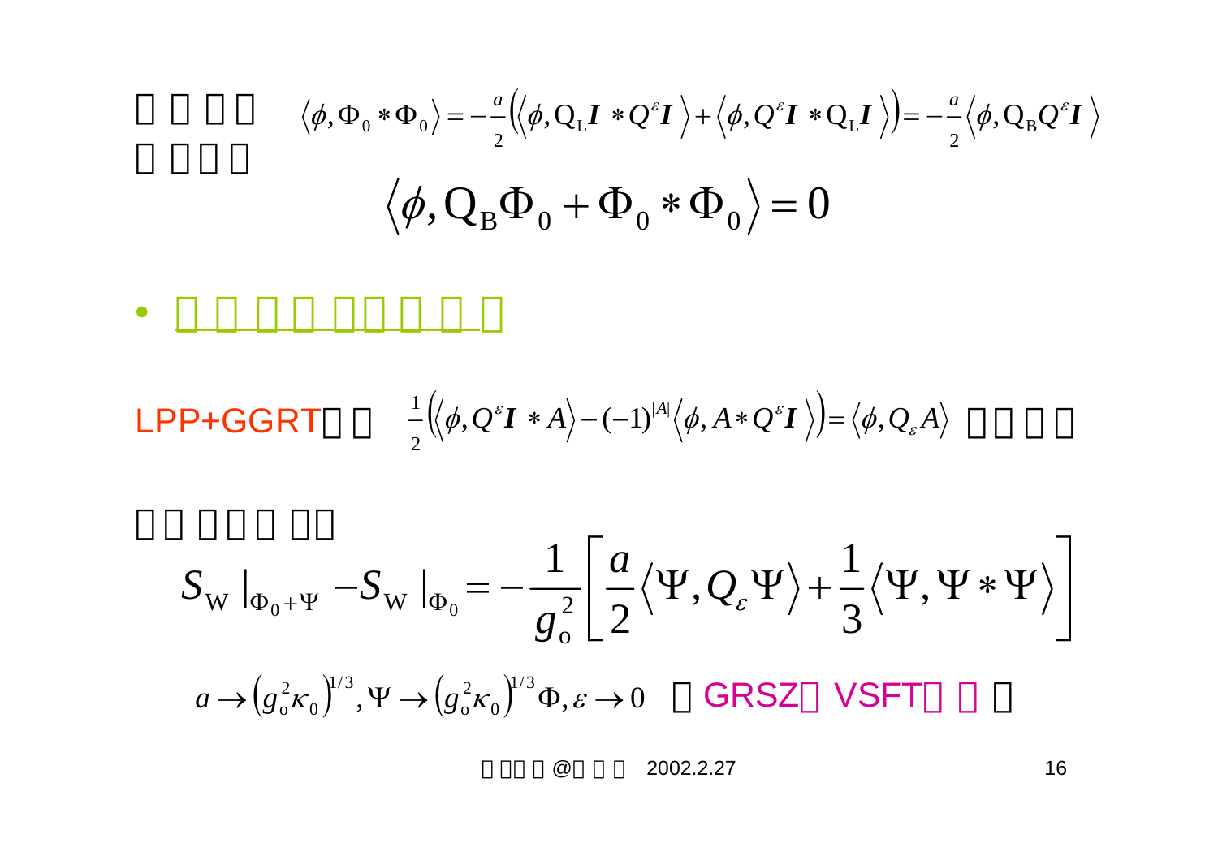□ □ □□ $\langle \phi, \Phi_0 * \Phi_0 \rangle = -\frac{a}{2}\left( \langle \phi, \mathrm{Q_L} \boldsymbol{I} * Q^{\varepsilon} \boldsymbol{I} \rangle + \langle \phi, Q^{\varepsilon} \boldsymbol{I} * \mathrm{Q_L} \boldsymbol{I} \rangle \right) = -\frac{a}{2} \langle \phi, \mathrm{Q_B} Q^{\varepsilon} \boldsymbol{I} \rangle$

□ □□□

$$\langle \phi, \mathrm{Q_B} \Phi_0 + \Phi_0 * \Phi_0 \rangle = 0$$

- □ □ □ □ □□ □ □ □

LPP+GGRT□ □ $\frac{1}{2}\left( \langle \phi, Q^{\varepsilon} \boldsymbol{I} * A \rangle - (-1)^{|A|} \langle \phi, A * Q^{\varepsilon} \boldsymbol{I} \rangle \right) = \langle \phi, Q_{\varepsilon} A \rangle$ □□ □□

□□ □□□ □□

$$S_{\mathrm{W}} |_{\Phi_0 + \Psi} - S_{\mathrm{W}} |_{\Phi_0} = -\frac{1}{g_{\mathrm{o}}^2} \left[ \frac{a}{2} \langle \Psi, Q_{\varepsilon} \Psi \rangle + \frac{1}{3} \langle \Psi, \Psi * \Psi \rangle \right]$$

$a \to \left( g_{\mathrm{o}}^2 \kappa_0 \right)^{1/3}, \Psi \to \left( g_{\mathrm{o}}^2 \kappa_0 \right)^{1/3} \Phi, \varepsilon \to 0$ □ GRSZ□ VSFT□ □ □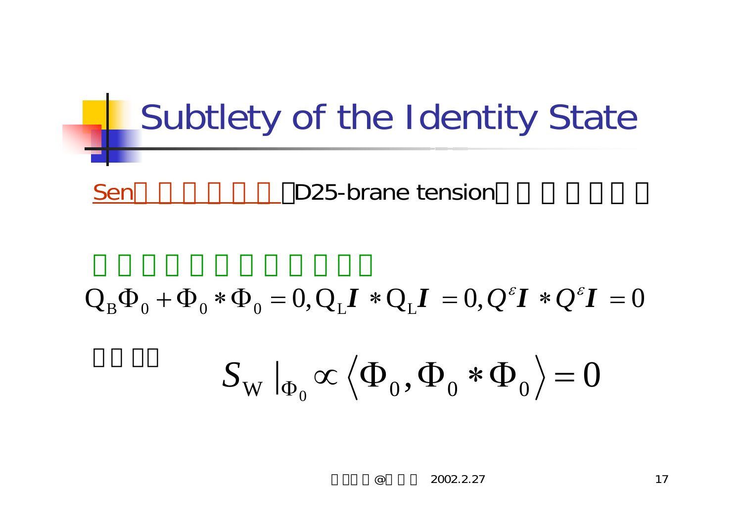# Subtlety of the Identity State

Sen□ □ □ □ □ □ □D25-brane tension□ □ □ □ □ □

□ □ □ □ □ □ □ □ □ □ □ □

$$\mathrm{Q_B}\Phi_0 + \Phi_0 * \Phi_0 = 0, \mathrm{Q_L}\boldsymbol{I} * \mathrm{Q_L}\boldsymbol{I} = 0, Q^{\varepsilon}\boldsymbol{I} * Q^{\varepsilon}\boldsymbol{I} = 0$$

□ □ □□

$$S_{\mathrm{W}} \,|_{\Phi_0} \propto \left\langle \Phi_0, \Phi_0 * \Phi_0 \right\rangle = 0$$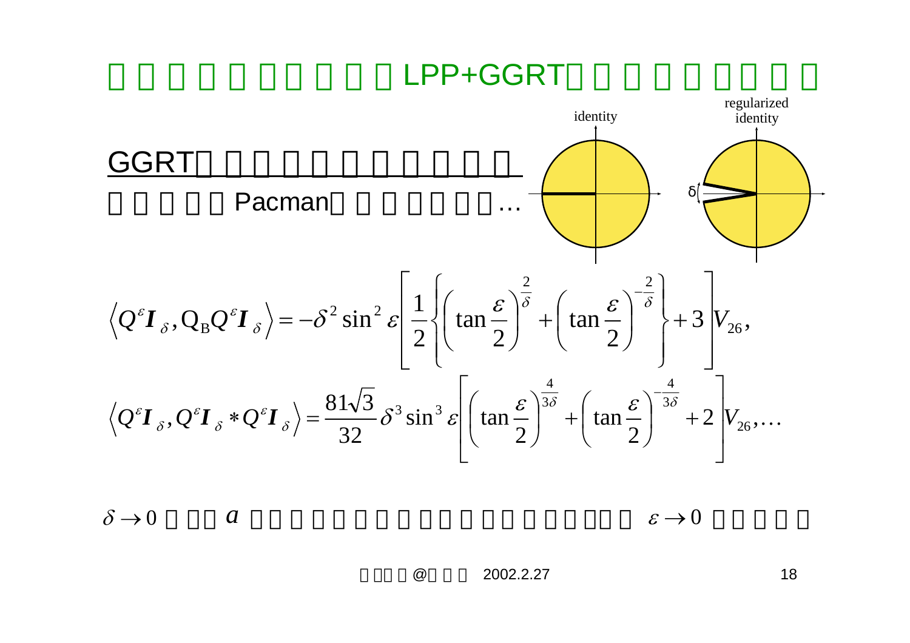# □□□□□□□□□LPP+GGRT□□□□□□□

GGRT□□□□□□□□□□□

□□□□□Pacman□□□□□□…

identity

regularized identity

δ

$$\left\langle Q^{\varepsilon}\boldsymbol{I}_{\delta}, \mathrm{Q_B} Q^{\varepsilon}\boldsymbol{I}_{\delta}\right\rangle = -\delta^2 \sin^2\varepsilon \left[\frac{1}{2}\left\{\left(\tan\frac{\varepsilon}{2}\right)^{\frac{2}{\delta}} + \left(\tan\frac{\varepsilon}{2}\right)^{-\frac{2}{\delta}}\right\} + 3\right] V_{26},$$

$$\left\langle Q^{\varepsilon}\boldsymbol{I}_{\delta}, Q^{\varepsilon}\boldsymbol{I}_{\delta} * Q^{\varepsilon}\boldsymbol{I}_{\delta}\right\rangle = \frac{81\sqrt{3}}{32}\delta^3 \sin^3\varepsilon \left[\left(\tan\frac{\varepsilon}{2}\right)^{\frac{4}{3\delta}} + \left(\tan\frac{\varepsilon}{2}\right)^{-\frac{4}{3\delta}} + 2\right] V_{26}, \ldots$$

$\delta \to 0$ □□□ $a$ □□□□□□□□□□□□□□□□□□ $\varepsilon \to 0$ □□□□□

□□□□@□□□ 2002.2.27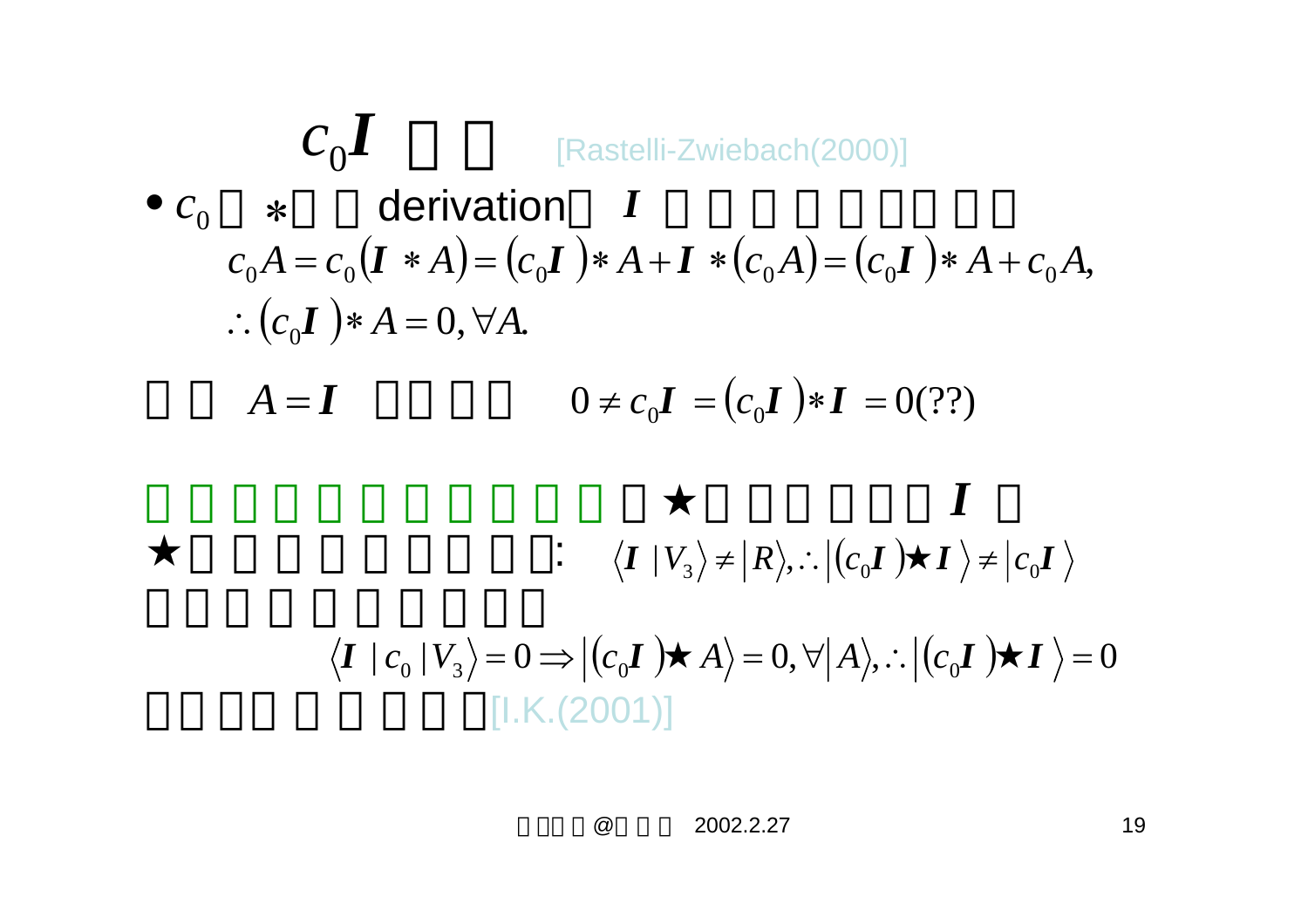# $c_0 \boldsymbol{I}$ □ □ [Rastelli-Zwiebach(2000)]

- $c_0$ □ $*$□ □ derivation□ $\boldsymbol{I}$ □ □ □ □ □ □□ □□

$$c_0 A = c_0(\boldsymbol{I} * A) = (c_0 \boldsymbol{I}) * A + \boldsymbol{I} * (c_0 A) = (c_0 \boldsymbol{I}) * A + c_0 A,$$

$$\therefore (c_0 \boldsymbol{I}) * A = 0, \forall A.$$

□ □ $A = \boldsymbol{I}$ □□ □□ $\quad 0 \neq c_0 \boldsymbol{I} = (c_0 \boldsymbol{I}) * \boldsymbol{I} = 0(??)$

□ □ □ □ □ □ □ □ □ □ □ □ □★□ □ □ □ □□ $\boldsymbol{I}$ □
★□ □ □ □ □ □ □ □ □: $\quad \langle \boldsymbol{I} \,|V_3\rangle \neq |R\rangle, \therefore |(c_0 \boldsymbol{I}) \bigstar \boldsymbol{I}\,\rangle \neq |c_0 \boldsymbol{I}\,\rangle$
□ □ □ □ □ □ □ □ □ □

$$\langle \boldsymbol{I} \,|\, c_0 \,|V_3\rangle = 0 \Rightarrow |(c_0 \boldsymbol{I}) \bigstar A\rangle = 0, \forall |A\rangle, \therefore |(c_0 \boldsymbol{I}) \bigstar \boldsymbol{I}\,\rangle = 0$$

□□ □□ □ □ □ □ □[I.K.(2001)]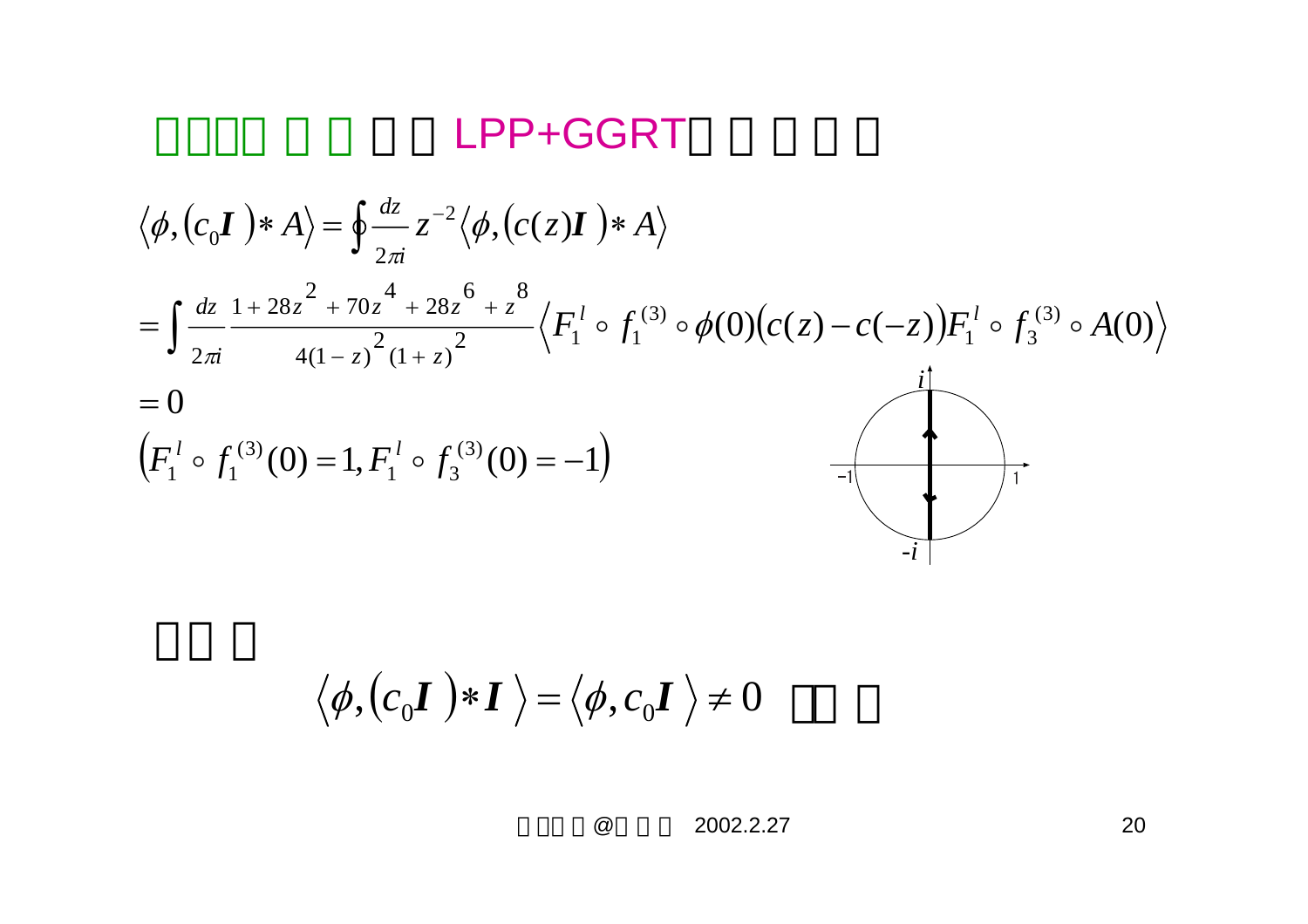# □□□□ □ □ □ □ LPP+GGRT□ □ □ □ □

$$\left\langle \phi, \left(c_0 \boldsymbol{I}\right) * A \right\rangle = \oint \frac{dz}{2\pi i} z^{-2} \left\langle \phi, \left(c(z)\boldsymbol{I}\right) * A \right\rangle$$

$$= \int \frac{dz}{2\pi i} \frac{1 + 28z^2 + 70z^4 + 28z^6 + z^8}{4(1-z)^2(1+z)^2} \left\langle F_1^l \circ f_1^{(3)} \circ \phi(0) \left(c(z) - c(-z)\right) F_1^l \circ f_3^{(3)} \circ A(0) \right\rangle$$

$$= 0$$

$$\left(F_1^l \circ f_1^{(3)}(0) = 1, F_1^l \circ f_3^{(3)}(0) = -1\right)$$

□□ □

$$\left\langle \phi, \left(c_0 \boldsymbol{I}\right) * \boldsymbol{I} \right\rangle = \left\langle \phi, c_0 \boldsymbol{I} \right\rangle \neq 0$$

□□ □

□ □□ □ @□ □ □ 2002.2.27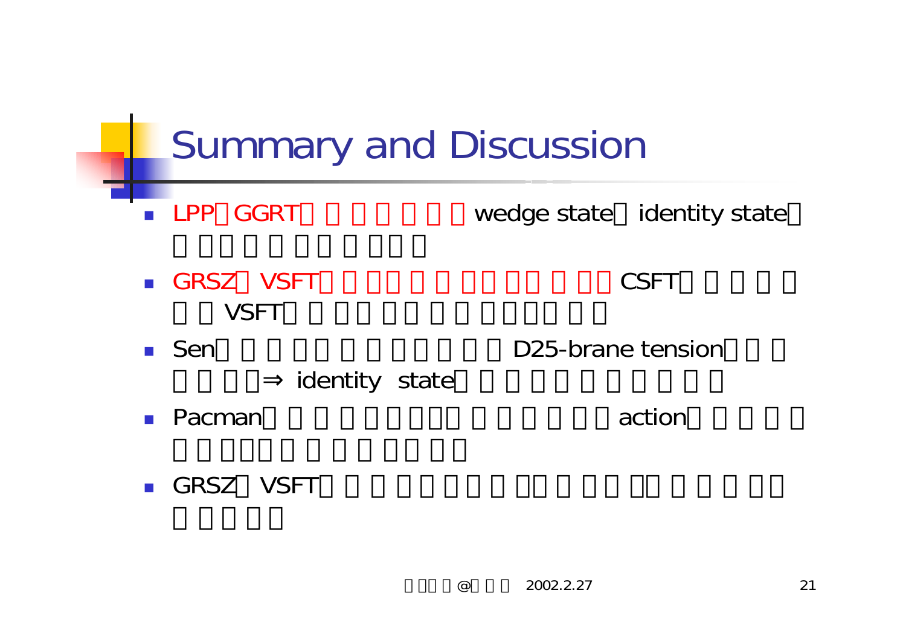# Summary and Discussion

- LPP GGRT wedge state identity state
- GRSZ VSFT CSFT VSFT
- Sen D25-brane tension ⇒ identity state
- Pacman action
- GRSZ VSFT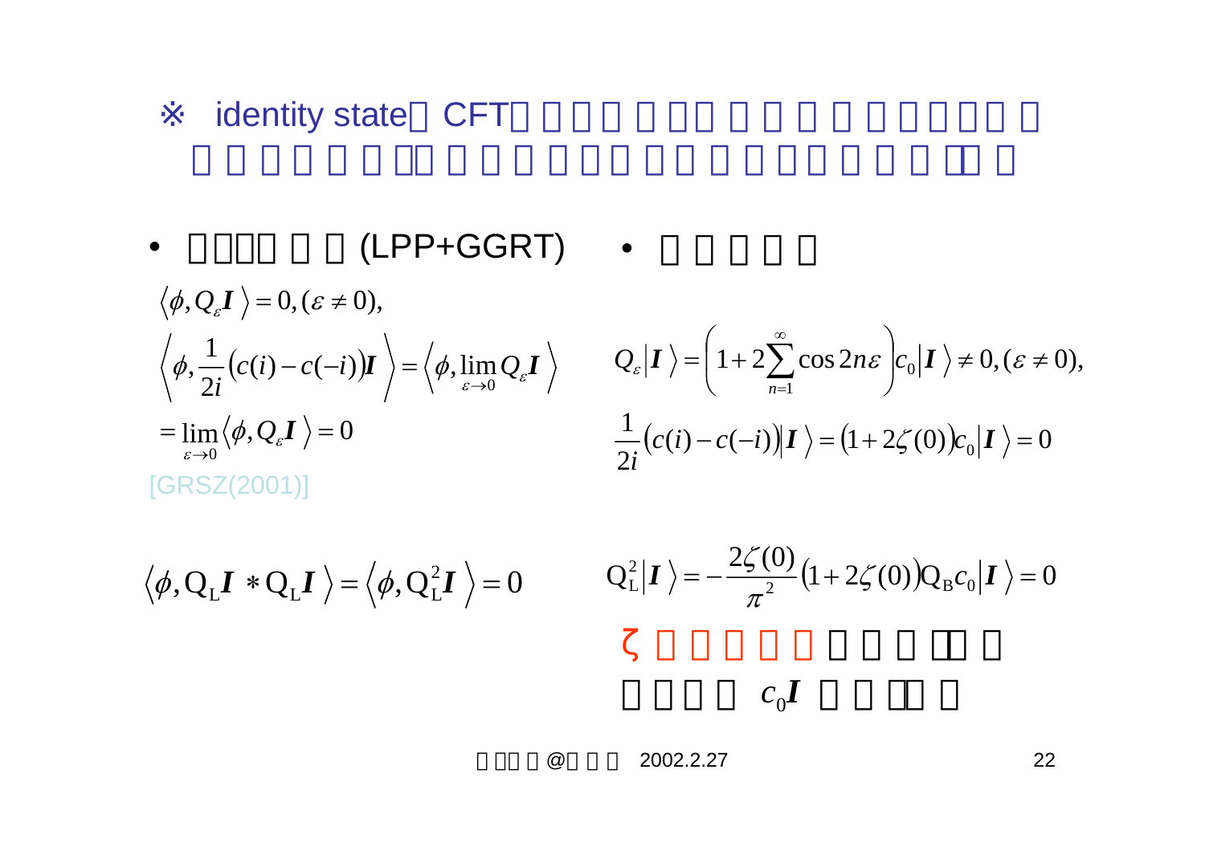※ identity state CFT

- (LPP+GGRT)

$$\langle \phi, Q_\varepsilon \boldsymbol{I} \rangle = 0, (\varepsilon \neq 0),$$

$$\left\langle \phi, \frac{1}{2i}(c(i) - c(-i))\boldsymbol{I} \right\rangle = \left\langle \phi, \lim_{\varepsilon \to 0} Q_\varepsilon \boldsymbol{I} \right\rangle$$

$$= \lim_{\varepsilon \to 0} \langle \phi, Q_\varepsilon \boldsymbol{I} \rangle = 0$$

[GRSZ(2001)]

- 

$$Q_\varepsilon |\boldsymbol{I}\rangle = \left(1 + 2\sum_{n=1}^{\infty} \cos 2n\varepsilon\right) c_0 |\boldsymbol{I}\rangle \neq 0, (\varepsilon \neq 0),$$

$$\frac{1}{2i}(c(i) - c(-i))|\boldsymbol{I}\rangle = (1 + 2\zeta(0))c_0|\boldsymbol{I}\rangle = 0$$

$$\langle \phi, \mathrm{Q_L}\boldsymbol{I} * \mathrm{Q_L}\boldsymbol{I} \rangle = \langle \phi, \mathrm{Q_L^2}\boldsymbol{I} \rangle = 0$$

$$\mathrm{Q_L^2}|\boldsymbol{I}\rangle = -\frac{2\zeta(0)}{\pi^2}(1 + 2\zeta(0))\mathrm{Q_B}c_0|\boldsymbol{I}\rangle = 0$$

ζ

$c_0\boldsymbol{I}$

@ 2002.2.27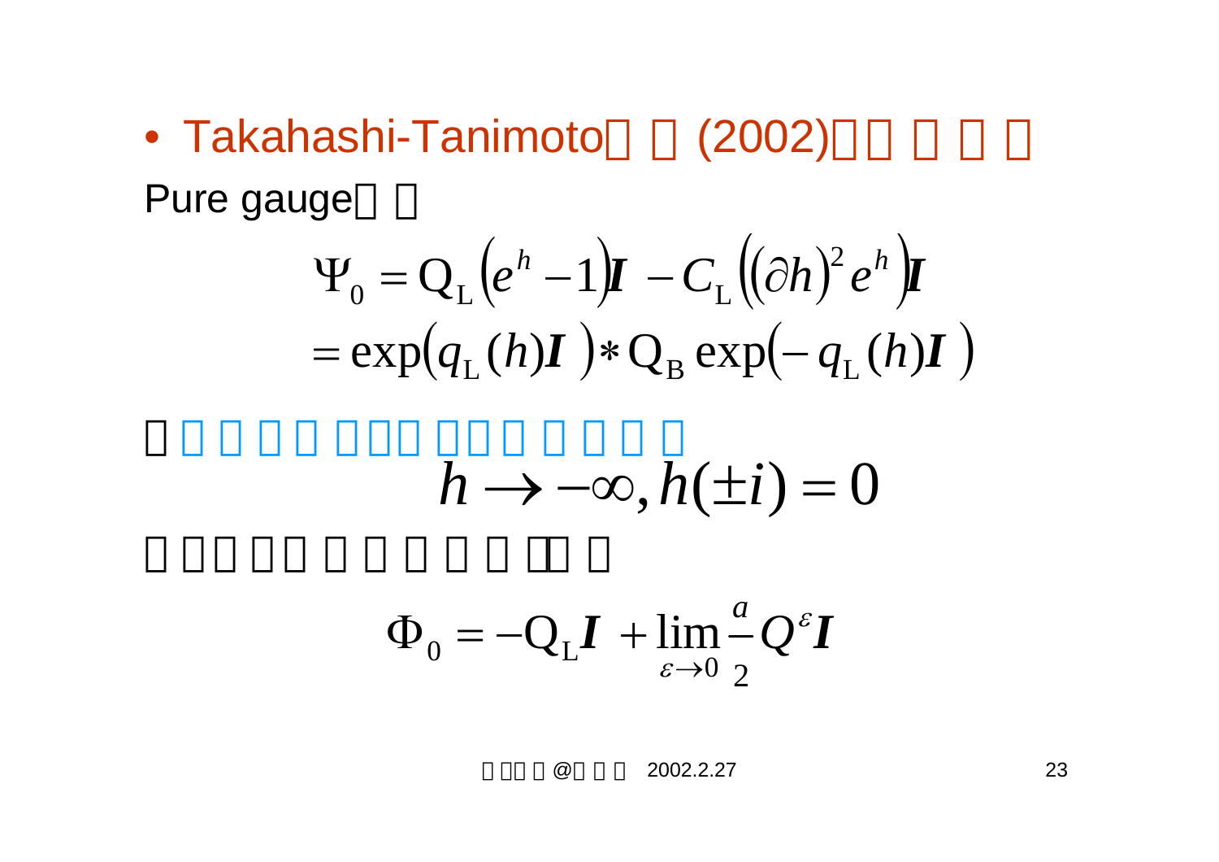- Takahashi-Tanimoto□ □ (2002)□□ □ □ □

Pure gauge□ □

$$
\Psi_0 = Q_L\left(e^h - 1\right)\boldsymbol{I} - C_L\left(\left(\partial h\right)^2 e^h\right)\boldsymbol{I}
$$

$$
= \exp\left(q_L(h)\boldsymbol{I}\right) * Q_B \exp\left(-q_L(h)\boldsymbol{I}\right)
$$

□ □ □ □ □ □□□ □□□ □ □ □ □

$$
h \to -\infty, h(\pm i) = 0
$$

□ □□ □□ □ □ □ □ □ □□ □

$$
\Phi_0 = -Q_L\boldsymbol{I} + \lim_{\varepsilon \to 0} \frac{a}{2} Q^{\varepsilon}\boldsymbol{I}
$$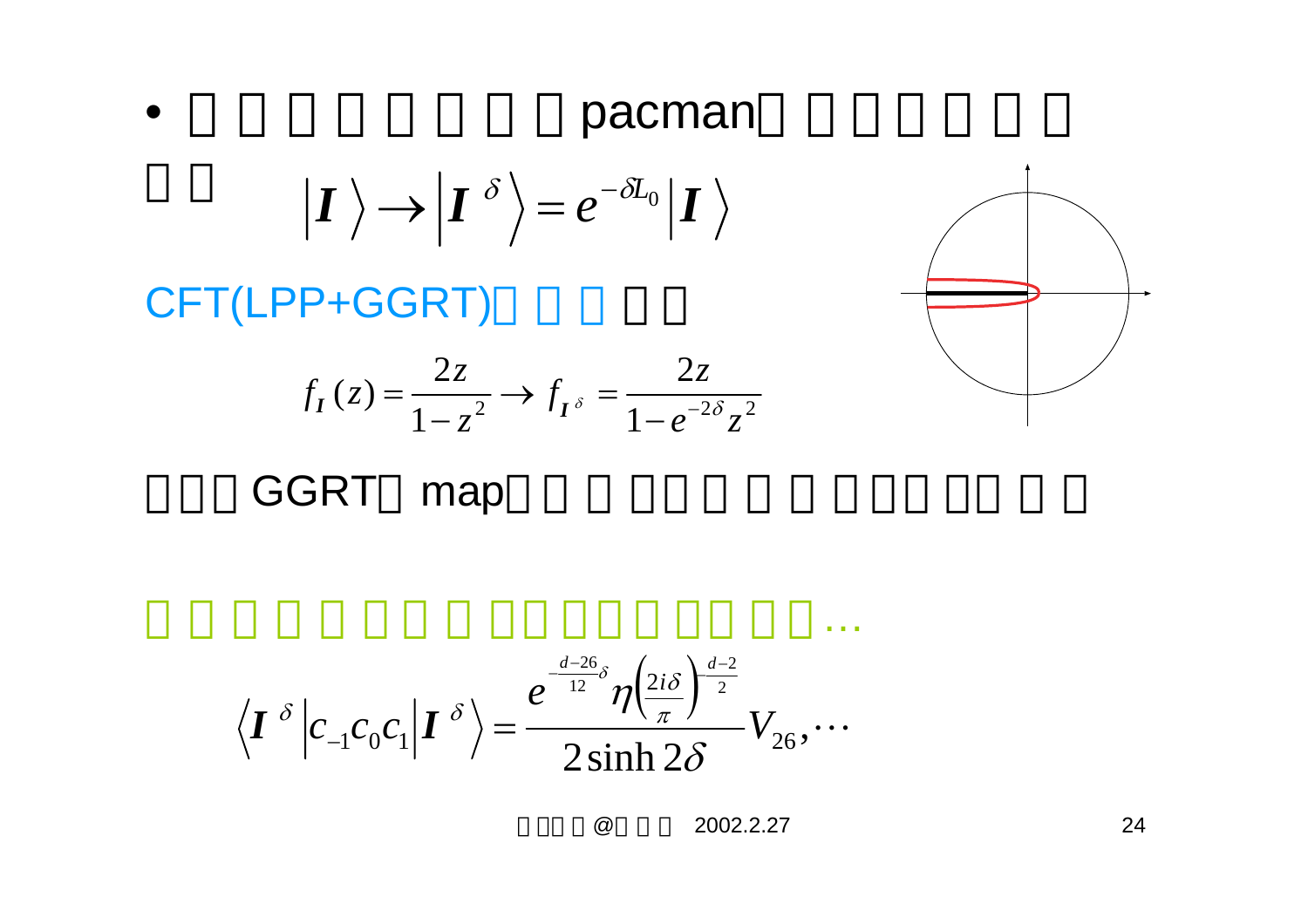- □□□□□□□□pacman□□□□□□

□□ $|I\rangle \rightarrow |I^{\delta}\rangle = e^{-\delta L_0}|I\rangle$

CFT(LPP+GGRT)□□□□□

$$f_I(z) = \frac{2z}{1-z^2} \rightarrow f_{I^{\delta}} = \frac{2z}{1-e^{-2\delta}z^2}$$

□□□GGRT□map□□□□□□□□□□□□□□□

□□□□□□□□□□□□□□□□□□…

$$\langle I^{\delta}|c_{-1}c_0c_1|I^{\delta}\rangle = \frac{e^{-\frac{d-26}{12}\delta}\eta\left(\frac{2i\delta}{\pi}\right)^{-\frac{d-2}{2}}}{2\sinh 2\delta}V_{26},\cdots$$

□□□□@□□□ 2002.2.27